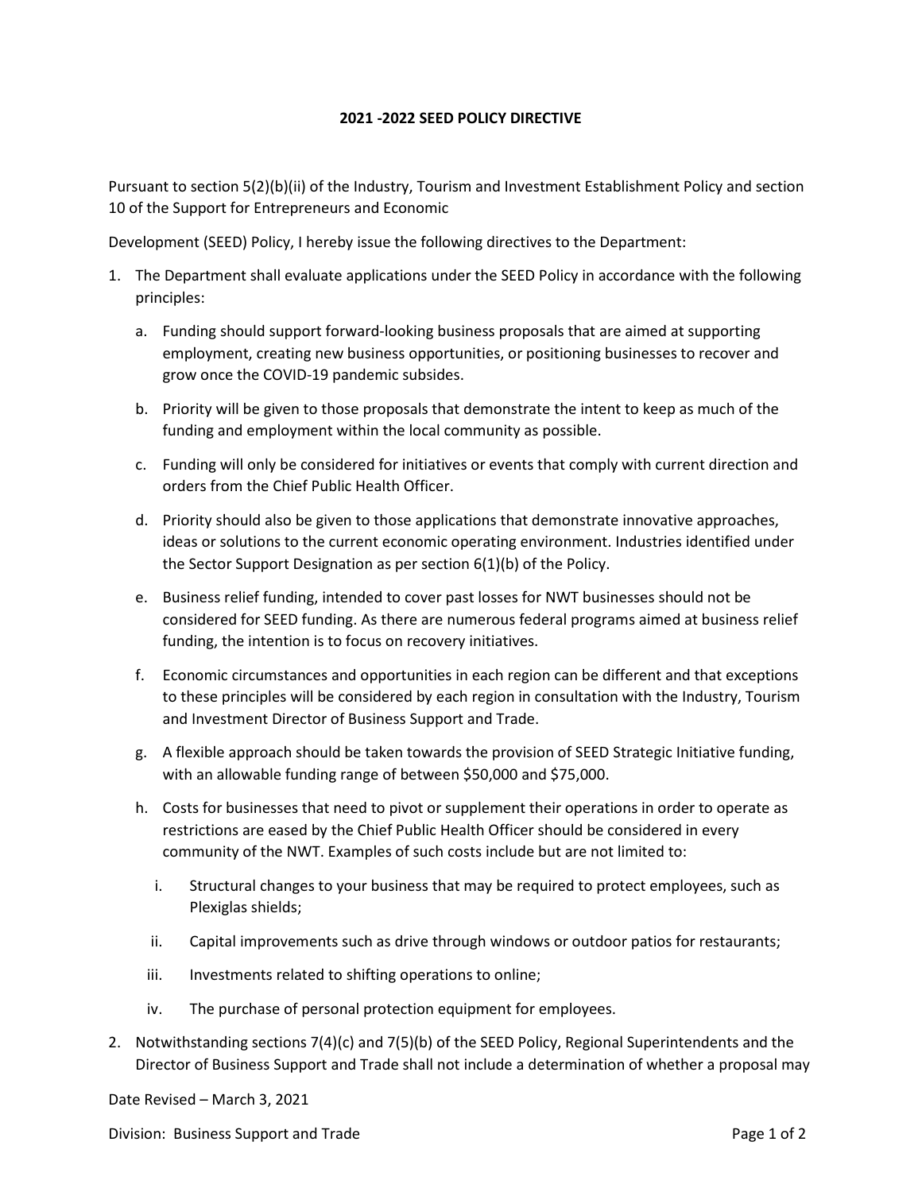**2021 -2022 SEED POLICY DIRECTIVE**

Pursuant to section 5(2)(b)(ii) of the Industry, Tourism and Investment Establishment Policy and section 10 of the Support for Entrepreneurs and Economic

Development (SEED) Policy, I hereby issue the following directives to the Department:

1. The Department shall evaluate applications under the SEED Policy in accordance with the following principles:

   a. Funding should support forward-looking business proposals that are aimed at supporting employment, creating new business opportunities, or positioning businesses to recover and grow once the COVID-19 pandemic subsides.

   b. Priority will be given to those proposals that demonstrate the intent to keep as much of the funding and employment within the local community as possible.

   c. Funding will only be considered for initiatives or events that comply with current direction and orders from the Chief Public Health Officer.

   d. Priority should also be given to those applications that demonstrate innovative approaches, ideas or solutions to the current economic operating environment. Industries identified under the Sector Support Designation as per section 6(1)(b) of the Policy.

   e. Business relief funding, intended to cover past losses for NWT businesses should not be considered for SEED funding. As there are numerous federal programs aimed at business relief funding, the intention is to focus on recovery initiatives.

   f. Economic circumstances and opportunities in each region can be different and that exceptions to these principles will be considered by each region in consultation with the Industry, Tourism and Investment Director of Business Support and Trade.

   g. A flexible approach should be taken towards the provision of SEED Strategic Initiative funding, with an allowable funding range of between $50,000 and $75,000.

   h. Costs for businesses that need to pivot or supplement their operations in order to operate as restrictions are eased by the Chief Public Health Officer should be considered in every community of the NWT. Examples of such costs include but are not limited to:

      i. Structural changes to your business that may be required to protect employees, such as Plexiglas shields;

      ii. Capital improvements such as drive through windows or outdoor patios for restaurants;

      iii. Investments related to shifting operations to online;

      iv. The purchase of personal protection equipment for employees.

2. Notwithstanding sections 7(4)(c) and 7(5)(b) of the SEED Policy, Regional Superintendents and the Director of Business Support and Trade shall not include a determination of whether a proposal may

Date Revised – March 3, 2021

Division: Business Support and Trade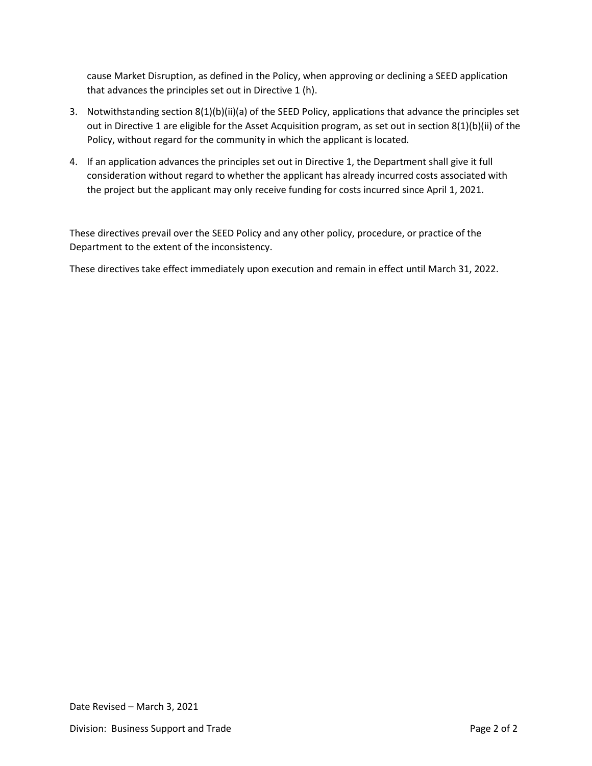cause Market Disruption, as defined in the Policy, when approving or declining a SEED application that advances the principles set out in Directive 1 (h).

3. Notwithstanding section 8(1)(b)(ii)(a) of the SEED Policy, applications that advance the principles set out in Directive 1 are eligible for the Asset Acquisition program, as set out in section 8(1)(b)(ii) of the Policy, without regard for the community in which the applicant is located.
4. If an application advances the principles set out in Directive 1, the Department shall give it full consideration without regard to whether the applicant has already incurred costs associated with the project but the applicant may only receive funding for costs incurred since April 1, 2021.

These directives prevail over the SEED Policy and any other policy, procedure, or practice of the Department to the extent of the inconsistency.

These directives take effect immediately upon execution and remain in effect until March 31, 2022.

Date Revised – March 3, 2021

Division: Business Support and Trade